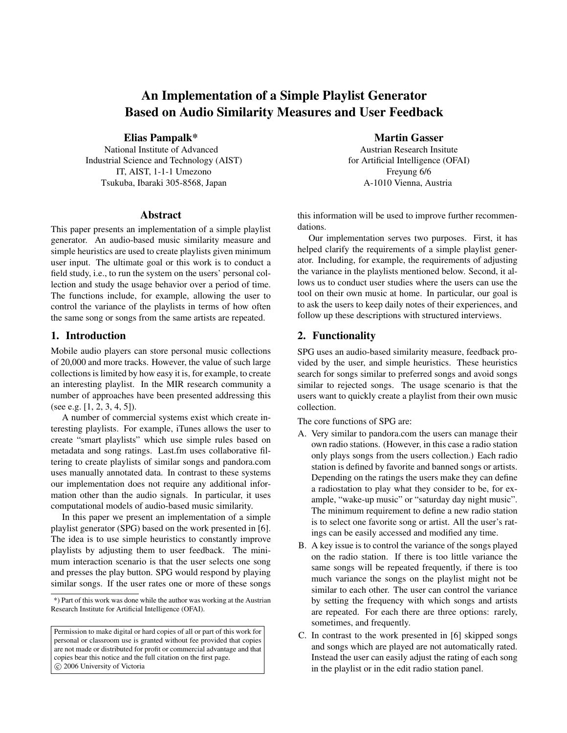# An Implementation of a Simple Playlist Generator Based on Audio Similarity Measures and User Feedback

**Elias Pampalk***
National Institute of Advanced
Industrial Science and Technology (AIST)
IT, AIST, 1-1-1 Umezono
Tsukuba, Ibaraki 305-8568, Japan

**Martin Gasser**
Austrian Research Insitute
for Artificial Intelligence (OFAI)
Freyung 6/6
A-1010 Vienna, Austria

## Abstract

This paper presents an implementation of a simple playlist generator. An audio-based music similarity measure and simple heuristics are used to create playlists given minimum user input. The ultimate goal or this work is to conduct a field study, i.e., to run the system on the users' personal collection and study the usage behavior over a period of time. The functions include, for example, allowing the user to control the variance of the playlists in terms of how often the same song or songs from the same artists are repeated.

## 1. Introduction

Mobile audio players can store personal music collections of 20,000 and more tracks. However, the value of such large collections is limited by how easy it is, for example, to create an interesting playlist. In the MIR research community a number of approaches have been presented addressing this (see e.g. [1, 2, 3, 4, 5]).

A number of commercial systems exist which create interesting playlists. For example, iTunes allows the user to create "smart playlists" which use simple rules based on metadata and song ratings. Last.fm uses collaborative filtering to create playlists of similar songs and pandora.com uses manually annotated data. In contrast to these systems our implementation does not require any additional information other than the audio signals. In particular, it uses computational models of audio-based music similarity.

In this paper we present an implementation of a simple playlist generator (SPG) based on the work presented in [6]. The idea is to use simple heuristics to constantly improve playlists by adjusting them to user feedback. The minimum interaction scenario is that the user selects one song and presses the play button. SPG would respond by playing similar songs. If the user rates one or more of these songs this information will be used to improve further recommendations.

Our implementation serves two purposes. First, it has helped clarify the requirements of a simple playlist generator. Including, for example, the requirements of adjusting the variance in the playlists mentioned below. Second, it allows us to conduct user studies where the users can use the tool on their own music at home. In particular, our goal is to ask the users to keep daily notes of their experiences, and follow up these descriptions with structured interviews.

*) Part of this work was done while the author was working at the Austrian Research Institute for Artificial Intelligence (OFAI).

Permission to make digital or hard copies of all or part of this work for personal or classroom use is granted without fee provided that copies are not made or distributed for profit or commercial advantage and that copies bear this notice and the full citation on the first page.
© 2006 University of Victoria

## 2. Functionality

SPG uses an audio-based similarity measure, feedback provided by the user, and simple heuristics. These heuristics search for songs similar to preferred songs and avoid songs similar to rejected songs. The usage scenario is that the users want to quickly create a playlist from their own music collection.

The core functions of SPG are:

A. Very similar to pandora.com the users can manage their own radio stations. (However, in this case a radio station only plays songs from the users collection.) Each radio station is defined by favorite and banned songs or artists. Depending on the ratings the users make they can define a radiostation to play what they consider to be, for example, "wake-up music" or "saturday day night music". The minimum requirement to define a new radio station is to select one favorite song or artist. All the user's ratings can be easily accessed and modified any time.

B. A key issue is to control the variance of the songs played on the radio station. If there is too little variance the same songs will be repeated frequently, if there is too much variance the songs on the playlist might not be similar to each other. The user can control the variance by setting the frequency with which songs and artists are repeated. For each there are three options: rarely, sometimes, and frequently.

C. In contrast to the work presented in [6] skipped songs and songs which are played are not automatically rated. Instead the user can easily adjust the rating of each song in the playlist or in the edit radio station panel.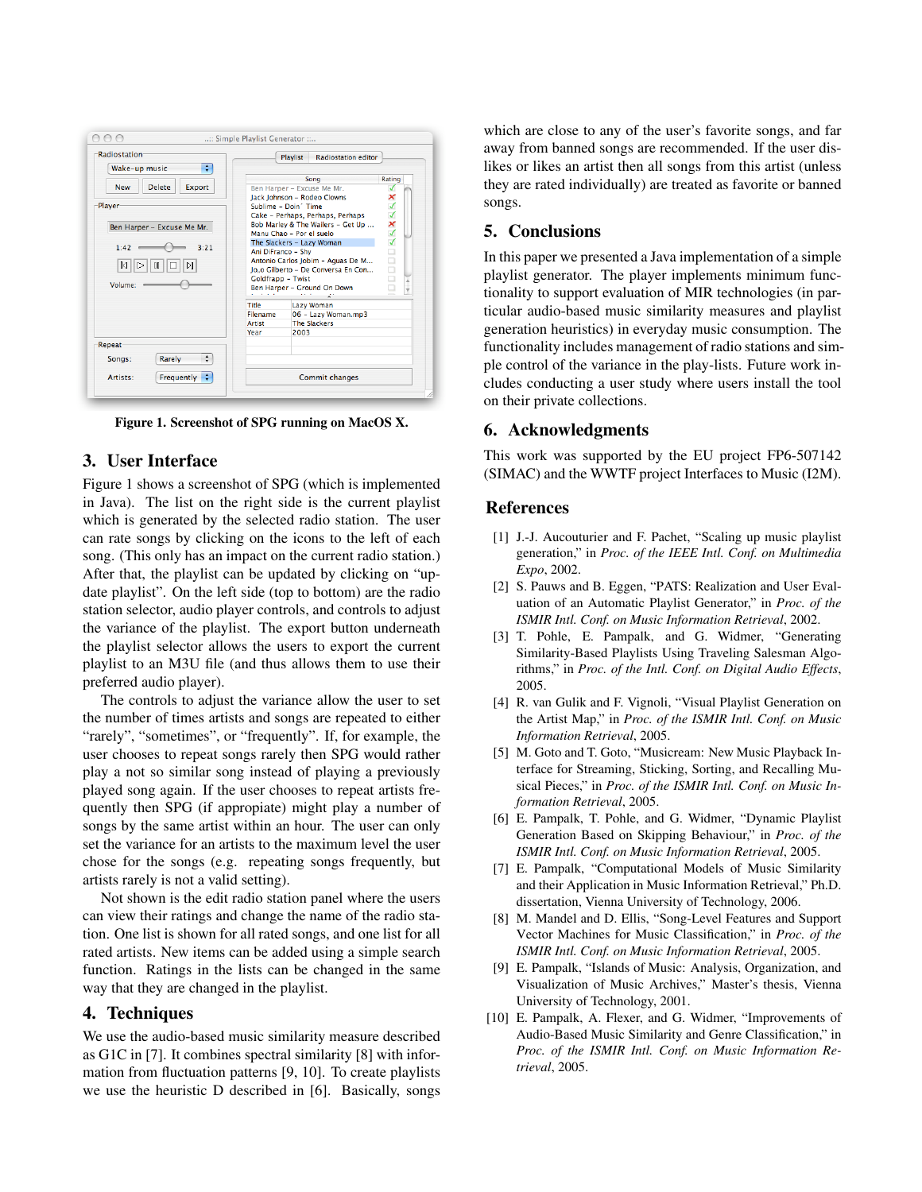Figure 1. Screenshot of SPG running on MacOS X.

## 3. User Interface

Figure 1 shows a screenshot of SPG (which is implemented in Java). The list on the right side is the current playlist which is generated by the selected radio station. The user can rate songs by clicking on the icons to the left of each song. (This only has an impact on the current radio station.) After that, the playlist can be updated by clicking on "update playlist". On the left side (top to bottom) are the radio station selector, audio player controls, and controls to adjust the variance of the playlist. The export button underneath the playlist selector allows the users to export the current playlist to an M3U file (and thus allows them to use their preferred audio player).

The controls to adjust the variance allow the user to set the number of times artists and songs are repeated to either "rarely", "sometimes", or "frequently". If, for example, the user chooses to repeat songs rarely then SPG would rather play a not so similar song instead of playing a previously played song again. If the user chooses to repeat artists frequently then SPG (if appropiate) might play a number of songs by the same artist within an hour. The user can only set the variance for an artists to the maximum level the user chose for the songs (e.g. repeating songs frequently, but artists rarely is not a valid setting).

Not shown is the edit radio station panel where the users can view their ratings and change the name of the radio station. One list is shown for all rated songs, and one list for all rated artists. New items can be added using a simple search function. Ratings in the lists can be changed in the same way that they are changed in the playlist.

## 4. Techniques

We use the audio-based music similarity measure described as G1C in [7]. It combines spectral similarity [8] with information from fluctuation patterns [9, 10]. To create playlists we use the heuristic D described in [6]. Basically, songs which are close to any of the user's favorite songs, and far away from banned songs are recommended. If the user dislikes or likes an artist then all songs from this artist (unless they are rated individually) are treated as favorite or banned songs.

## 5. Conclusions

In this paper we presented a Java implementation of a simple playlist generator. The player implements minimum functionality to support evaluation of MIR technologies (in particular audio-based music similarity measures and playlist generation heuristics) in everyday music consumption. The functionality includes management of radio stations and simple control of the variance in the play-lists. Future work includes conducting a user study where users install the tool on their private collections.

## 6. Acknowledgments

This work was supported by the EU project FP6-507142 (SIMAC) and the WWTF project Interfaces to Music (I2M).

## References

[1] J.-J. Aucouturier and F. Pachet, "Scaling up music playlist generation," in *Proc. of the IEEE Intl. Conf. on Multimedia Expo*, 2002.

[2] S. Pauws and B. Eggen, "PATS: Realization and User Evaluation of an Automatic Playlist Generator," in *Proc. of the ISMIR Intl. Conf. on Music Information Retrieval*, 2002.

[3] T. Pohle, E. Pampalk, and G. Widmer, "Generating Similarity-Based Playlists Using Traveling Salesman Algorithms," in *Proc. of the Intl. Conf. on Digital Audio Effects*, 2005.

[4] R. van Gulik and F. Vignoli, "Visual Playlist Generation on the Artist Map," in *Proc. of the ISMIR Intl. Conf. on Music Information Retrieval*, 2005.

[5] M. Goto and T. Goto, "Musicream: New Music Playback Interface for Streaming, Sticking, Sorting, and Recalling Musical Pieces," in *Proc. of the ISMIR Intl. Conf. on Music Information Retrieval*, 2005.

[6] E. Pampalk, T. Pohle, and G. Widmer, "Dynamic Playlist Generation Based on Skipping Behaviour," in *Proc. of the ISMIR Intl. Conf. on Music Information Retrieval*, 2005.

[7] E. Pampalk, "Computational Models of Music Similarity and their Application in Music Information Retrieval," Ph.D. dissertation, Vienna University of Technology, 2006.

[8] M. Mandel and D. Ellis, "Song-Level Features and Support Vector Machines for Music Classification," in *Proc. of the ISMIR Intl. Conf. on Music Information Retrieval*, 2005.

[9] E. Pampalk, "Islands of Music: Analysis, Organization, and Visualization of Music Archives," Master's thesis, Vienna University of Technology, 2001.

[10] E. Pampalk, A. Flexer, and G. Widmer, "Improvements of Audio-Based Music Similarity and Genre Classification," in *Proc. of the ISMIR Intl. Conf. on Music Information Retrieval*, 2005.